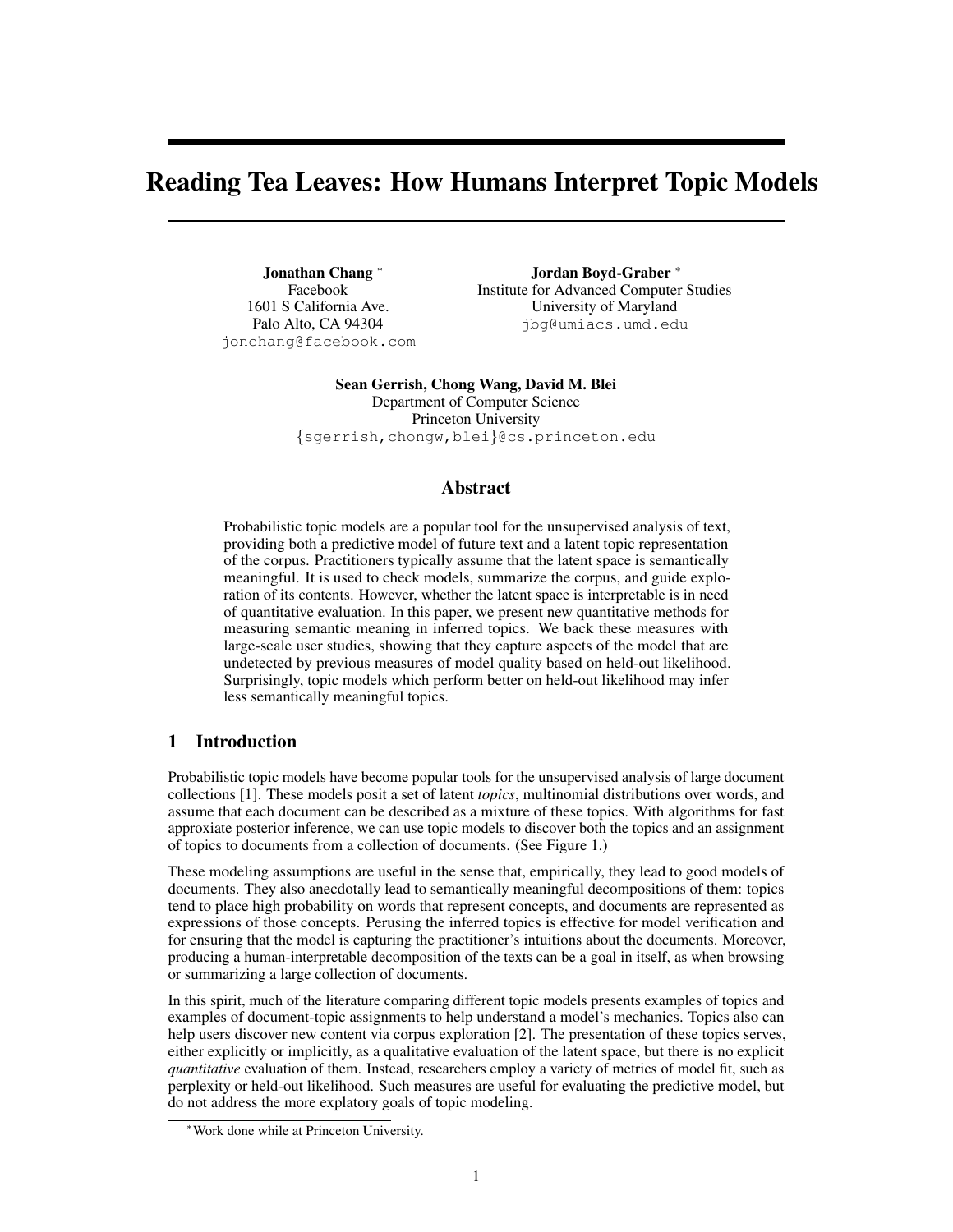# Reading Tea Leaves: How Humans Interpret Topic Models

**Jonathan Chang** *
Facebook
1601 S California Ave.
Palo Alto, CA 94304
jonchang@facebook.com

**Jordan Boyd-Graber** *
Institute for Advanced Computer Studies
University of Maryland
jbg@umiacs.umd.edu

**Sean Gerrish, Chong Wang, David M. Blei**
Department of Computer Science
Princeton University
{sgerrish,chongw,blei}@cs.princeton.edu

## Abstract

Probabilistic topic models are a popular tool for the unsupervised analysis of text, providing both a predictive model of future text and a latent topic representation of the corpus. Practitioners typically assume that the latent space is semantically meaningful. It is used to check models, summarize the corpus, and guide exploration of its contents. However, whether the latent space is interpretable is in need of quantitative evaluation. In this paper, we present new quantitative methods for measuring semantic meaning in inferred topics. We back these measures with large-scale user studies, showing that they capture aspects of the model that are undetected by previous measures of model quality based on held-out likelihood. Surprisingly, topic models which perform better on held-out likelihood may infer less semantically meaningful topics.

## 1 Introduction

Probabilistic topic models have become popular tools for the unsupervised analysis of large document collections [1]. These models posit a set of latent *topics*, multinomial distributions over words, and assume that each document can be described as a mixture of these topics. With algorithms for fast approxiate posterior inference, we can use topic models to discover both the topics and an assignment of topics to documents from a collection of documents. (See Figure 1.)

These modeling assumptions are useful in the sense that, empirically, they lead to good models of documents. They also anecdotally lead to semantically meaningful decompositions of them: topics tend to place high probability on words that represent concepts, and documents are represented as expressions of those concepts. Perusing the inferred topics is effective for model verification and for ensuring that the model is capturing the practitioner's intuitions about the documents. Moreover, producing a human-interpretable decomposition of the texts can be a goal in itself, as when browsing or summarizing a large collection of documents.

In this spirit, much of the literature comparing different topic models presents examples of topics and examples of document-topic assignments to help understand a model's mechanics. Topics also can help users discover new content via corpus exploration [2]. The presentation of these topics serves, either explicitly or implicitly, as a qualitative evaluation of the latent space, but there is no explicit *quantitative* evaluation of them. Instead, researchers employ a variety of metrics of model fit, such as perplexity or held-out likelihood. Such measures are useful for evaluating the predictive model, but do not address the more explatory goals of topic modeling.

*Work done while at Princeton University.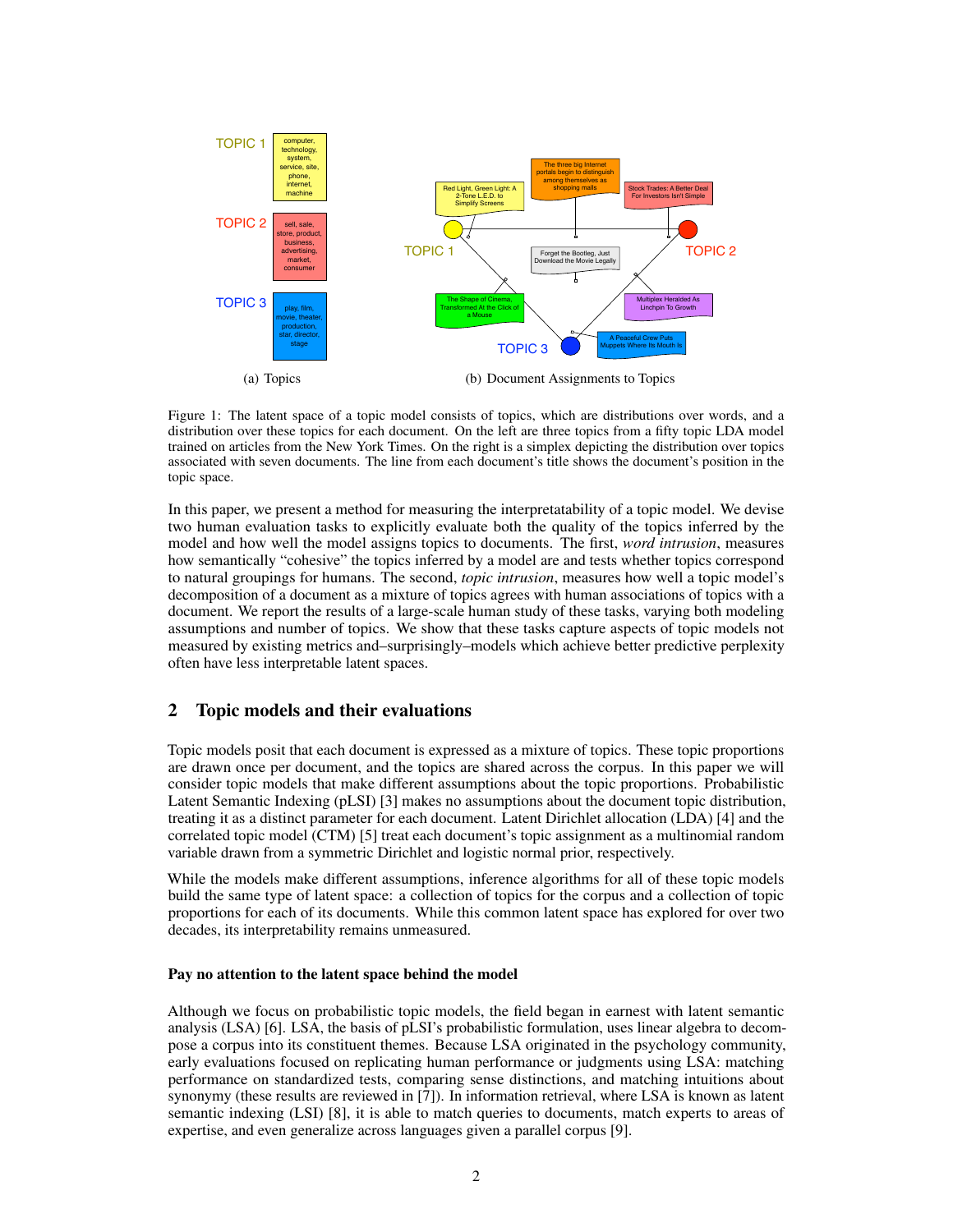TOPIC 1

computer, technology, system, service, site, phone, internet, machine

TOPIC 2

sell, sale, store, product, business, advertising, market, consumer

TOPIC 3

play, film, movie, theater, production, star, director, stage

(a) Topics

Red Light, Green Light: A 2-Tone L.E.D. to Simplify Screens

The three big Internet portals begin to distinguish among themselves as shopping malls

Stock Trades: A Better Deal For Investors Isn't Simple

Forget the Bootleg, Just Download the Movie Legally

The Shape of Cinema, Transformed At the Click of a Mouse

Multiplex Heralded As Linchpin To Growth

A Peaceful Crew Puts Muppets Where Its Mouth Is

TOPIC 1 TOPIC 2 TOPIC 3

(b) Document Assignments to Topics

Figure 1: The latent space of a topic model consists of topics, which are distributions over words, and a distribution over these topics for each document. On the left are three topics from a fifty topic LDA model trained on articles from the New York Times. On the right is a simplex depicting the distribution over topics associated with seven documents. The line from each document's title shows the document's position in the topic space.

In this paper, we present a method for measuring the interpretatability of a topic model. We devise two human evaluation tasks to explicitly evaluate both the quality of the topics inferred by the model and how well the model assigns topics to documents. The first, *word intrusion*, measures how semantically "cohesive" the topics inferred by a model are and tests whether topics correspond to natural groupings for humans. The second, *topic intrusion*, measures how well a topic model's decomposition of a document as a mixture of topics agrees with human associations of topics with a document. We report the results of a large-scale human study of these tasks, varying both modeling assumptions and number of topics. We show that these tasks capture aspects of topic models not measured by existing metrics and–surprisingly–models which achieve better predictive perplexity often have less interpretable latent spaces.

## 2 Topic models and their evaluations

Topic models posit that each document is expressed as a mixture of topics. These topic proportions are drawn once per document, and the topics are shared across the corpus. In this paper we will consider topic models that make different assumptions about the topic proportions. Probabilistic Latent Semantic Indexing (pLSI) [3] makes no assumptions about the document topic distribution, treating it as a distinct parameter for each document. Latent Dirichlet allocation (LDA) [4] and the correlated topic model (CTM) [5] treat each document's topic assignment as a multinomial random variable drawn from a symmetric Dirichlet and logistic normal prior, respectively.

While the models make different assumptions, inference algorithms for all of these topic models build the same type of latent space: a collection of topics for the corpus and a collection of topic proportions for each of its documents. While this common latent space has explored for over two decades, its interpretability remains unmeasured.

#### Pay no attention to the latent space behind the model

Although we focus on probabilistic topic models, the field began in earnest with latent semantic analysis (LSA) [6]. LSA, the basis of pLSI's probabilistic formulation, uses linear algebra to decompose a corpus into its constituent themes. Because LSA originated in the psychology community, early evaluations focused on replicating human performance or judgments using LSA: matching performance on standardized tests, comparing sense distinctions, and matching intuitions about synonymy (these results are reviewed in [7]). In information retrieval, where LSA is known as latent semantic indexing (LSI) [8], it is able to match queries to documents, match experts to areas of expertise, and even generalize across languages given a parallel corpus [9].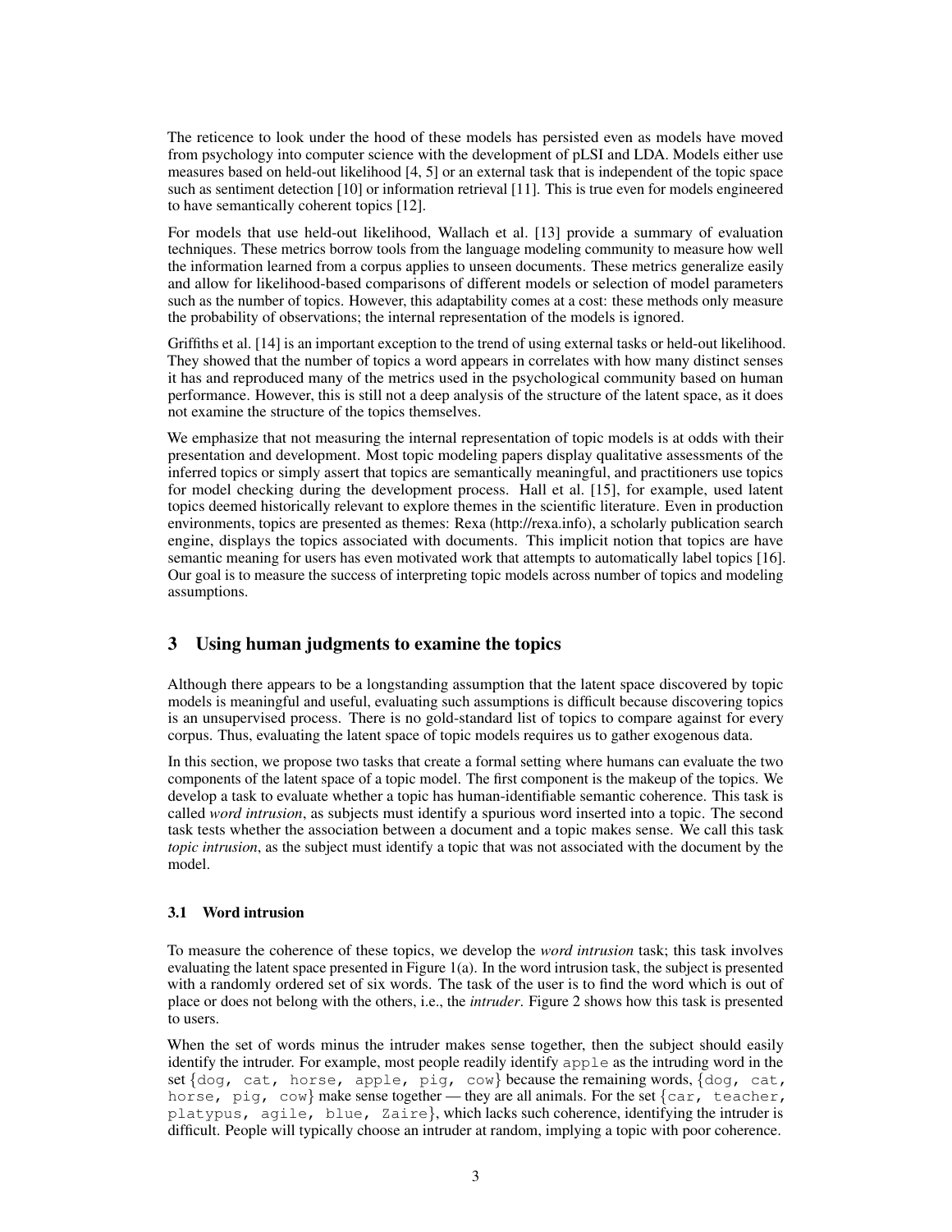The reticence to look under the hood of these models has persisted even as models have moved from psychology into computer science with the development of pLSI and LDA. Models either use measures based on held-out likelihood [4, 5] or an external task that is independent of the topic space such as sentiment detection [10] or information retrieval [11]. This is true even for models engineered to have semantically coherent topics [12].

For models that use held-out likelihood, Wallach et al. [13] provide a summary of evaluation techniques. These metrics borrow tools from the language modeling community to measure how well the information learned from a corpus applies to unseen documents. These metrics generalize easily and allow for likelihood-based comparisons of different models or selection of model parameters such as the number of topics. However, this adaptability comes at a cost: these methods only measure the probability of observations; the internal representation of the models is ignored.

Griffiths et al. [14] is an important exception to the trend of using external tasks or held-out likelihood. They showed that the number of topics a word appears in correlates with how many distinct senses it has and reproduced many of the metrics used in the psychological community based on human performance. However, this is still not a deep analysis of the structure of the latent space, as it does not examine the structure of the topics themselves.

We emphasize that not measuring the internal representation of topic models is at odds with their presentation and development. Most topic modeling papers display qualitative assessments of the inferred topics or simply assert that topics are semantically meaningful, and practitioners use topics for model checking during the development process. Hall et al. [15], for example, used latent topics deemed historically relevant to explore themes in the scientific literature. Even in production environments, topics are presented as themes: Rexa (http://rexa.info), a scholarly publication search engine, displays the topics associated with documents. This implicit notion that topics are have semantic meaning for users has even motivated work that attempts to automatically label topics [16]. Our goal is to measure the success of interpreting topic models across number of topics and modeling assumptions.

## 3 Using human judgments to examine the topics

Although there appears to be a longstanding assumption that the latent space discovered by topic models is meaningful and useful, evaluating such assumptions is difficult because discovering topics is an unsupervised process. There is no gold-standard list of topics to compare against for every corpus. Thus, evaluating the latent space of topic models requires us to gather exogenous data.

In this section, we propose two tasks that create a formal setting where humans can evaluate the two components of the latent space of a topic model. The first component is the makeup of the topics. We develop a task to evaluate whether a topic has human-identifiable semantic coherence. This task is called *word intrusion*, as subjects must identify a spurious word inserted into a topic. The second task tests whether the association between a document and a topic makes sense. We call this task *topic intrusion*, as the subject must identify a topic that was not associated with the document by the model.

### 3.1 Word intrusion

To measure the coherence of these topics, we develop the *word intrusion* task; this task involves evaluating the latent space presented in Figure 1(a). In the word intrusion task, the subject is presented with a randomly ordered set of six words. The task of the user is to find the word which is out of place or does not belong with the others, i.e., the *intruder*. Figure 2 shows how this task is presented to users.

When the set of words minus the intruder makes sense together, then the subject should easily identify the intruder. For example, most people readily identify `apple` as the intruding word in the set {`dog, cat, horse, apple, pig, cow`} because the remaining words, {`dog, cat, horse, pig, cow`} make sense together — they are all animals. For the set {`car, teacher, platypus, agile, blue, Zaire`}, which lacks such coherence, identifying the intruder is difficult. People will typically choose an intruder at random, implying a topic with poor coherence.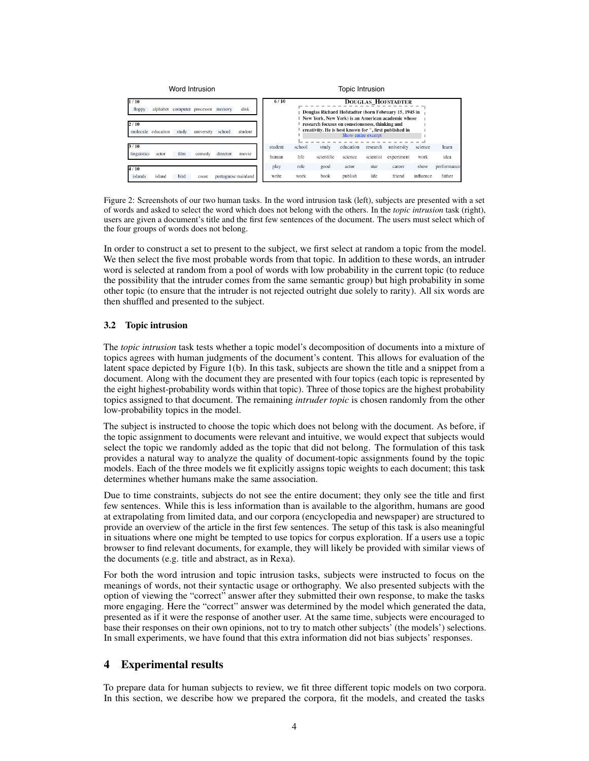Figure 2: Screenshots of our two human tasks. In the word intrusion task (left), subjects are presented with a set of words and asked to select the word which does not belong with the others. In the *topic intrusion* task (right), users are given a document's title and the first few sentences of the document. The users must select which of the four groups of words does not belong.

In order to construct a set to present to the subject, we first select at random a topic from the model. We then select the five most probable words from that topic. In addition to these words, an intruder word is selected at random from a pool of words with low probability in the current topic (to reduce the possibility that the intruder comes from the same semantic group) but high probability in some other topic (to ensure that the intruder is not rejected outright due solely to rarity). All six words are then shuffled and presented to the subject.

### 3.2 Topic intrusion

The *topic intrusion* task tests whether a topic model's decomposition of documents into a mixture of topics agrees with human judgments of the document's content. This allows for evaluation of the latent space depicted by Figure 1(b). In this task, subjects are shown the title and a snippet from a document. Along with the document they are presented with four topics (each topic is represented by the eight highest-probability words within that topic). Three of those topics are the highest probability topics assigned to that document. The remaining *intruder topic* is chosen randomly from the other low-probability topics in the model.

The subject is instructed to choose the topic which does not belong with the document. As before, if the topic assignment to documents were relevant and intuitive, we would expect that subjects would select the topic we randomly added as the topic that did not belong. The formulation of this task provides a natural way to analyze the quality of document-topic assignments found by the topic models. Each of the three models we fit explicitly assigns topic weights to each document; this task determines whether humans make the same association.

Due to time constraints, subjects do not see the entire document; they only see the title and first few sentences. While this is less information than is available to the algorithm, humans are good at extrapolating from limited data, and our corpora (encyclopedia and newspaper) are structured to provide an overview of the article in the first few sentences. The setup of this task is also meaningful in situations where one might be tempted to use topics for corpus exploration. If a users use a topic browser to find relevant documents, for example, they will likely be provided with similar views of the documents (e.g. title and abstract, as in Rexa).

For both the word intrusion and topic intrusion tasks, subjects were instructed to focus on the meanings of words, not their syntactic usage or orthography. We also presented subjects with the option of viewing the "correct" answer after they submitted their own response, to make the tasks more engaging. Here the "correct" answer was determined by the model which generated the data, presented as if it were the response of another user. At the same time, subjects were encouraged to base their responses on their own opinions, not to try to match other subjects' (the models') selections. In small experiments, we have found that this extra information did not bias subjects' responses.

## 4 Experimental results

To prepare data for human subjects to review, we fit three different topic models on two corpora. In this section, we describe how we prepared the corpora, fit the models, and created the tasks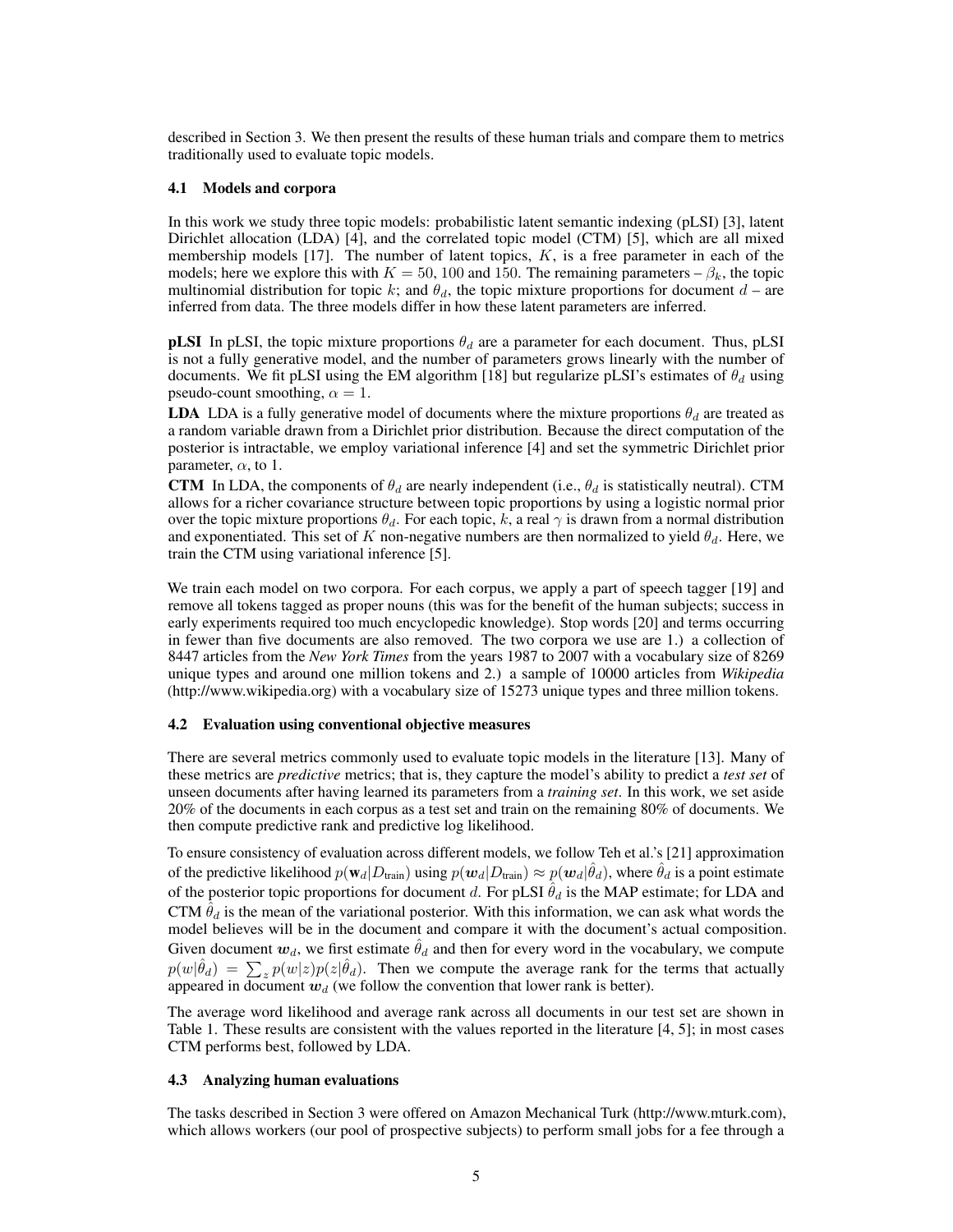described in Section 3. We then present the results of these human trials and compare them to metrics traditionally used to evaluate topic models.

### 4.1 Models and corpora

In this work we study three topic models: probabilistic latent semantic indexing (pLSI) [3], latent Dirichlet allocation (LDA) [4], and the correlated topic model (CTM) [5], which are all mixed membership models [17]. The number of latent topics, $K$, is a free parameter in each of the models; here we explore this with $K = 50$, 100 and 150. The remaining parameters – $\beta_k$, the topic multinomial distribution for topic $k$; and $\theta_d$, the topic mixture proportions for document $d$ – are inferred from data. The three models differ in how these latent parameters are inferred.

**pLSI** In pLSI, the topic mixture proportions $\theta_d$ are a parameter for each document. Thus, pLSI is not a fully generative model, and the number of parameters grows linearly with the number of documents. We fit pLSI using the EM algorithm [18] but regularize pLSI's estimates of $\theta_d$ using pseudo-count smoothing, $\alpha = 1$.

**LDA** LDA is a fully generative model of documents where the mixture proportions $\theta_d$ are treated as a random variable drawn from a Dirichlet prior distribution. Because the direct computation of the posterior is intractable, we employ variational inference [4] and set the symmetric Dirichlet prior parameter, $\alpha$, to 1.

**CTM** In LDA, the components of $\theta_d$ are nearly independent (i.e., $\theta_d$ is statistically neutral). CTM allows for a richer covariance structure between topic proportions by using a logistic normal prior over the topic mixture proportions $\theta_d$. For each topic, $k$, a real $\gamma$ is drawn from a normal distribution and exponentiated. This set of $K$ non-negative numbers are then normalized to yield $\theta_d$. Here, we train the CTM using variational inference [5].

We train each model on two corpora. For each corpus, we apply a part of speech tagger [19] and remove all tokens tagged as proper nouns (this was for the benefit of the human subjects; success in early experiments required too much encyclopedic knowledge). Stop words [20] and terms occurring in fewer than five documents are also removed. The two corpora we use are 1.) a collection of 8447 articles from the *New York Times* from the years 1987 to 2007 with a vocabulary size of 8269 unique types and around one million tokens and 2.) a sample of 10000 articles from *Wikipedia* (http://www.wikipedia.org) with a vocabulary size of 15273 unique types and three million tokens.

### 4.2 Evaluation using conventional objective measures

There are several metrics commonly used to evaluate topic models in the literature [13]. Many of these metrics are *predictive* metrics; that is, they capture the model's ability to predict a *test set* of unseen documents after having learned its parameters from a *training set*. In this work, we set aside 20% of the documents in each corpus as a test set and train on the remaining 80% of documents. We then compute predictive rank and predictive log likelihood.

To ensure consistency of evaluation across different models, we follow Teh et al.'s [21] approximation of the predictive likelihood $p(\mathbf{w}_d|D_{\text{train}})$ using $p(\boldsymbol{w}_d|D_{\text{train}}) \approx p(\boldsymbol{w}_d|\hat{\theta}_d)$, where $\hat{\theta}_d$ is a point estimate of the posterior topic proportions for document $d$. For pLSI $\hat{\theta}_d$ is the MAP estimate; for LDA and CTM $\hat{\theta}_d$ is the mean of the variational posterior. With this information, we can ask what words the model believes will be in the document and compare it with the document's actual composition. Given document $\boldsymbol{w}_d$, we first estimate $\hat{\theta}_d$ and then for every word in the vocabulary, we compute $p(w|\hat{\theta}_d) = \sum_z p(w|z)p(z|\hat{\theta}_d)$. Then we compute the average rank for the terms that actually appeared in document $\boldsymbol{w}_d$ (we follow the convention that lower rank is better).

The average word likelihood and average rank across all documents in our test set are shown in Table 1. These results are consistent with the values reported in the literature [4, 5]; in most cases CTM performs best, followed by LDA.

### 4.3 Analyzing human evaluations

The tasks described in Section 3 were offered on Amazon Mechanical Turk (http://www.mturk.com), which allows workers (our pool of prospective subjects) to perform small jobs for a fee through a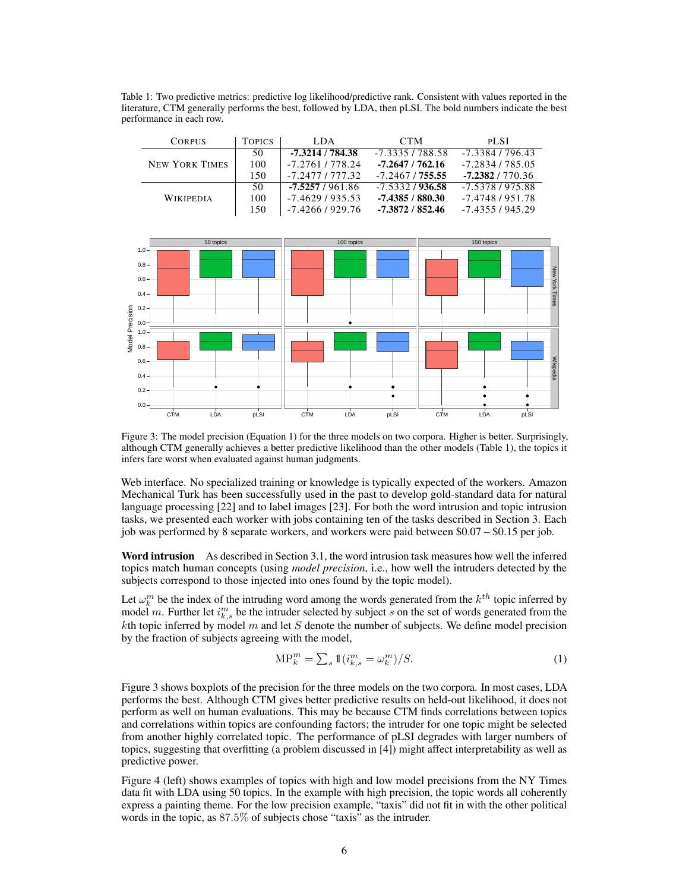Table 1: Two predictive metrics: predictive log likelihood/predictive rank. Consistent with values reported in the literature, CTM generally performs the best, followed by LDA, then pLSI. The bold numbers indicate the best performance in each row.

| Corpus | Topics | LDA | CTM | pLSI |
|---|---|---|---|---|
| New York Times | 50 | **-7.3214 / 784.38** | -7.3335 / 788.58 | -7.3384 / 796.43 |
| | 100 | -7.2761 / 778.24 | **-7.2647 / 762.16** | -7.2834 / 785.05 |
| | 150 | -7.2477 / 777.32 | -7.2467 / **755.55** | **-7.2382** / 770.36 |
| Wikipedia | 50 | **-7.5257** / 961.86 | -7.5332 / **936.58** | -7.5378 / 975.88 |
| | 100 | -7.4629 / 935.53 | **-7.4385 / 880.30** | -7.4748 / 951.78 |
| | 150 | -7.4266 / 929.76 | **-7.3872 / 852.46** | -7.4355 / 945.29 |

Figure 3: The model precision (Equation 1) for the three models on two corpora. Higher is better. Surprisingly, although CTM generally achieves a better predictive likelihood than the other models (Table 1), the topics it infers fare worst when evaluated against human judgments.

Web interface. No specialized training or knowledge is typically expected of the workers. Amazon Mechanical Turk has been successfully used in the past to develop gold-standard data for natural language processing [22] and to label images [23]. For both the word intrusion and topic intrusion tasks, we presented each worker with jobs containing ten of the tasks described in Section 3. Each job was performed by 8 separate workers, and workers were paid between \$0.07 – \$0.15 per job.

**Word intrusion** As described in Section 3.1, the word intrusion task measures how well the inferred topics match human concepts (using *model precision*, i.e., how well the intruders detected by the subjects correspond to those injected into ones found by the topic model).

Let $\omega_k^m$ be the index of the intruding word among the words generated from the $k^{th}$ topic inferred by model $m$. Further let $i_{k,s}^m$ be the intruder selected by subject $s$ on the set of words generated from the $k$th topic inferred by model $m$ and let $S$ denote the number of subjects. We define model precision by the fraction of subjects agreeing with the model,

$$\mathrm{MP}_k^m = \textstyle\sum_s \mathbb{1}(i_{k,s}^m = \omega_k^m)/S. \tag{1}$$

Figure 3 shows boxplots of the precision for the three models on the two corpora. In most cases, LDA performs the best. Although CTM gives better predictive results on held-out likelihood, it does not perform as well on human evaluations. This may be because CTM finds correlations between topics and correlations within topics are confounding factors; the intruder for one topic might be selected from another highly correlated topic. The performance of pLSI degrades with larger numbers of topics, suggesting that overfitting (a problem discussed in [4]) might affect interpretability as well as predictive power.

Figure 4 (left) shows examples of topics with high and low model precisions from the NY Times data fit with LDA using 50 topics. In the example with high precision, the topic words all coherently express a painting theme. For the low precision example, "taxis" did not fit in with the other political words in the topic, as 87.5% of subjects chose "taxis" as the intruder.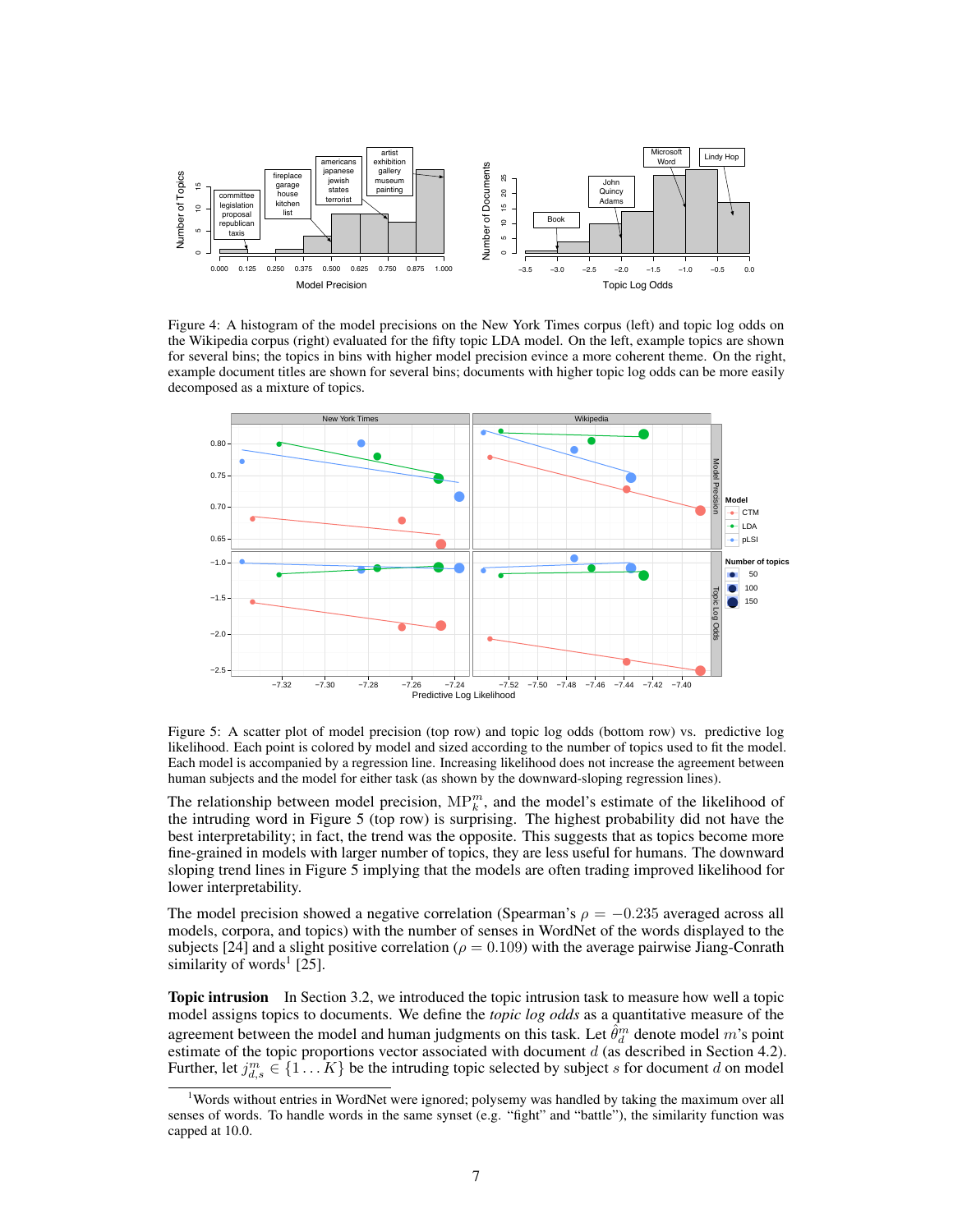Figure 4: A histogram of the model precisions on the New York Times corpus (left) and topic log odds on the Wikipedia corpus (right) evaluated for the fifty topic LDA model. On the left, example topics are shown for several bins; the topics in bins with higher model precision evince a more coherent theme. On the right, example document titles are shown for several bins; documents with higher topic log odds can be more easily decomposed as a mixture of topics.

Figure 5: A scatter plot of model precision (top row) and topic log odds (bottom row) vs. predictive log likelihood. Each point is colored by model and sized according to the number of topics used to fit the model. Each model is accompanied by a regression line. Increasing likelihood does not increase the agreement between human subjects and the model for either task (as shown by the downward-sloping regression lines).

The relationship between model precision, $\text{MP}_k^m$, and the model's estimate of the likelihood of the intruding word in Figure 5 (top row) is surprising. The highest probability did not have the best interpretability; in fact, the trend was the opposite. This suggests that as topics become more fine-grained in models with larger number of topics, they are less useful for humans. The downward sloping trend lines in Figure 5 implying that the models are often trading improved likelihood for lower interpretability.

The model precision showed a negative correlation (Spearman's $\rho = -0.235$ averaged across all models, corpora, and topics) with the number of senses in WordNet of the words displayed to the subjects [24] and a slight positive correlation ($\rho = 0.109$) with the average pairwise Jiang-Conrath similarity of words[1] [25].

**Topic intrusion** In Section 3.2, we introduced the topic intrusion task to measure how well a topic model assigns topics to documents. We define the *topic log odds* as a quantitative measure of the agreement between the model and human judgments on this task. Let $\hat{\theta}_d^m$ denote model $m$'s point estimate of the topic proportions vector associated with document $d$ (as described in Section 4.2). Further, let $j_{d,s}^m \in \{1 \ldots K\}$ be the intruding topic selected by subject $s$ for document $d$ on model

[1] Words without entries in WordNet were ignored; polysemy was handled by taking the maximum over all senses of words. To handle words in the same synset (e.g. "fight" and "battle"), the similarity function was capped at 10.0.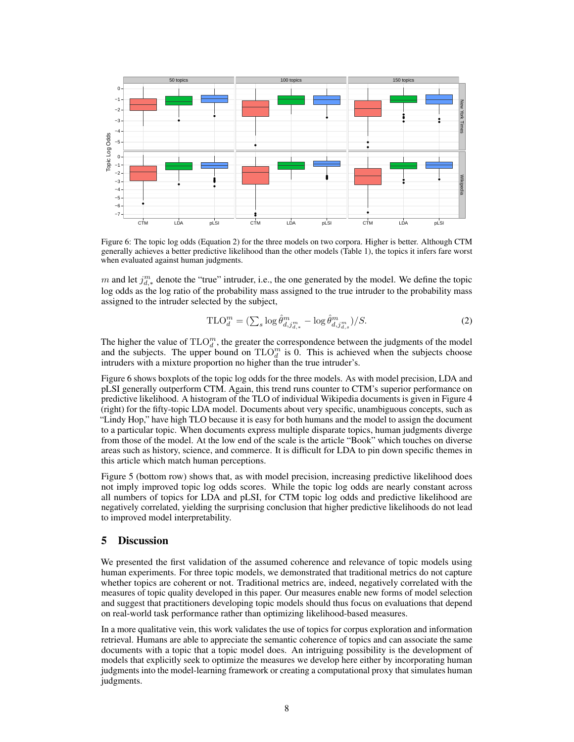Figure 6: The topic log odds (Equation 2) for the three models on two corpora. Higher is better. Although CTM generally achieves a better predictive likelihood than the other models (Table 1), the topics it infers fare worst when evaluated against human judgments.

$m$ and let $j^m_{d,*}$ denote the "true" intruder, i.e., the one generated by the model. We define the topic log odds as the log ratio of the probability mass assigned to the true intruder to the probability mass assigned to the intruder selected by the subject,

$$\text{TLO}^m_d = (\textstyle\sum_s \log \hat{\theta}^m_{d,j^m_{d,*}} - \log \hat{\theta}^m_{d,j^m_{d,s}})/S. \tag{2}$$

The higher the value of $\text{TLO}^m_d$, the greater the correspondence between the judgments of the model and the subjects. The upper bound on $\text{TLO}^m_d$ is 0. This is achieved when the subjects choose intruders with a mixture proportion no higher than the true intruder's.

Figure 6 shows boxplots of the topic log odds for the three models. As with model precision, LDA and pLSI generally outperform CTM. Again, this trend runs counter to CTM's superior performance on predictive likelihood. A histogram of the TLO of individual Wikipedia documents is given in Figure 4 (right) for the fifty-topic LDA model. Documents about very specific, unambiguous concepts, such as "Lindy Hop," have high TLO because it is easy for both humans and the model to assign the document to a particular topic. When documents express multiple disparate topics, human judgments diverge from those of the model. At the low end of the scale is the article "Book" which touches on diverse areas such as history, science, and commerce. It is difficult for LDA to pin down specific themes in this article which match human perceptions.

Figure 5 (bottom row) shows that, as with model precision, increasing predictive likelihood does not imply improved topic log odds scores. While the topic log odds are nearly constant across all numbers of topics for LDA and pLSI, for CTM topic log odds and predictive likelihood are negatively correlated, yielding the surprising conclusion that higher predictive likelihoods do not lead to improved model interpretability.

## 5 Discussion

We presented the first validation of the assumed coherence and relevance of topic models using human experiments. For three topic models, we demonstrated that traditional metrics do not capture whether topics are coherent or not. Traditional metrics are, indeed, negatively correlated with the measures of topic quality developed in this paper. Our measures enable new forms of model selection and suggest that practitioners developing topic models should thus focus on evaluations that depend on real-world task performance rather than optimizing likelihood-based measures.

In a more qualitative vein, this work validates the use of topics for corpus exploration and information retrieval. Humans are able to appreciate the semantic coherence of topics and can associate the same documents with a topic that a topic model does. An intriguing possibility is the development of models that explicitly seek to optimize the measures we develop here either by incorporating human judgments into the model-learning framework or creating a computational proxy that simulates human judgments.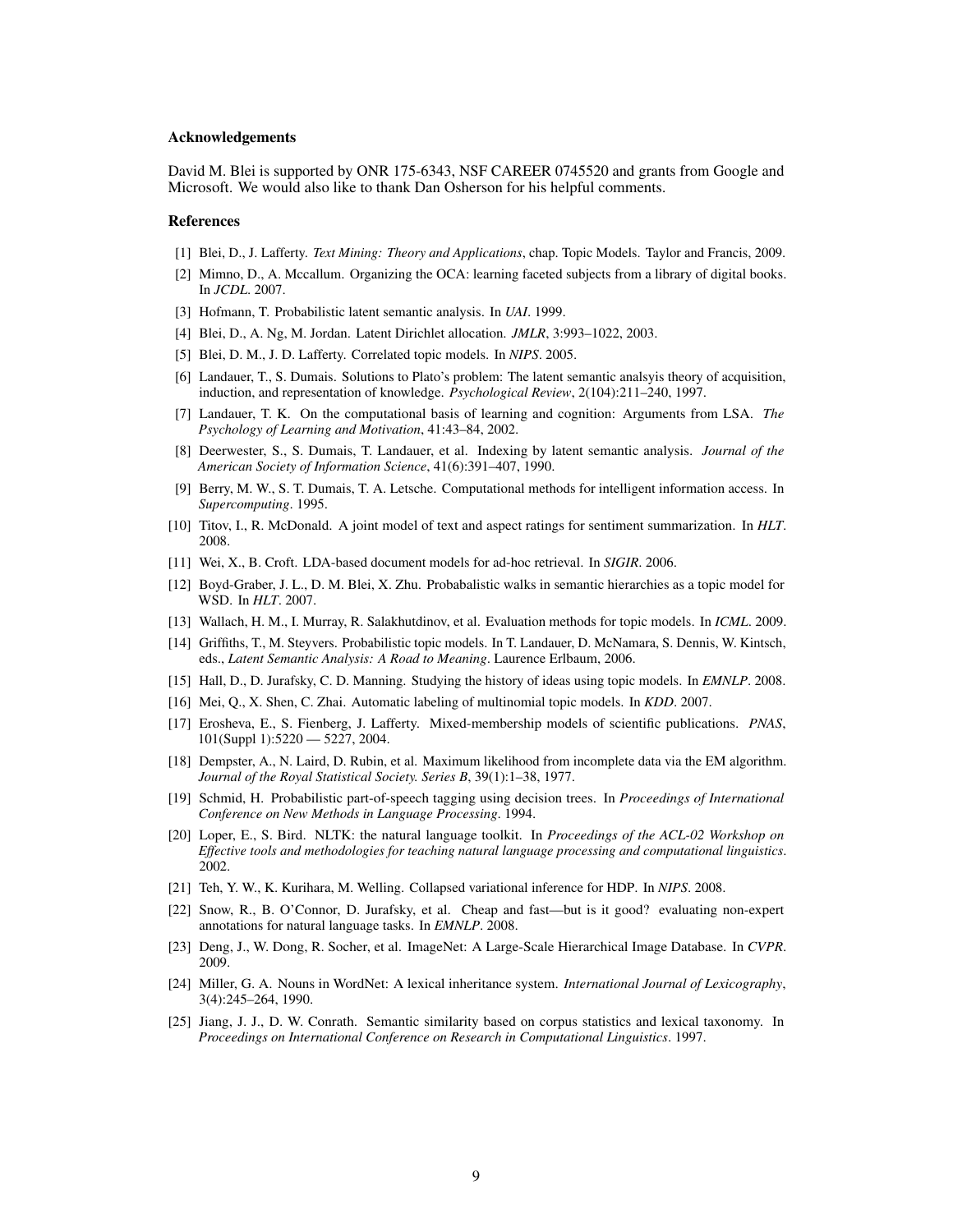### Acknowledgements

David M. Blei is supported by ONR 175-6343, NSF CAREER 0745520 and grants from Google and Microsoft. We would also like to thank Dan Osherson for his helpful comments.

### References

[1] Blei, D., J. Lafferty. *Text Mining: Theory and Applications*, chap. Topic Models. Taylor and Francis, 2009.

[2] Mimno, D., A. Mccallum. Organizing the OCA: learning faceted subjects from a library of digital books. In *JCDL*. 2007.

[3] Hofmann, T. Probabilistic latent semantic analysis. In *UAI*. 1999.

[4] Blei, D., A. Ng, M. Jordan. Latent Dirichlet allocation. *JMLR*, 3:993–1022, 2003.

[5] Blei, D. M., J. D. Lafferty. Correlated topic models. In *NIPS*. 2005.

[6] Landauer, T., S. Dumais. Solutions to Plato's problem: The latent semantic analsyis theory of acquisition, induction, and representation of knowledge. *Psychological Review*, 2(104):211–240, 1997.

[7] Landauer, T. K. On the computational basis of learning and cognition: Arguments from LSA. *The Psychology of Learning and Motivation*, 41:43–84, 2002.

[8] Deerwester, S., S. Dumais, T. Landauer, et al. Indexing by latent semantic analysis. *Journal of the American Society of Information Science*, 41(6):391–407, 1990.

[9] Berry, M. W., S. T. Dumais, T. A. Letsche. Computational methods for intelligent information access. In *Supercomputing*. 1995.

[10] Titov, I., R. McDonald. A joint model of text and aspect ratings for sentiment summarization. In *HLT*. 2008.

[11] Wei, X., B. Croft. LDA-based document models for ad-hoc retrieval. In *SIGIR*. 2006.

[12] Boyd-Graber, J. L., D. M. Blei, X. Zhu. Probabalistic walks in semantic hierarchies as a topic model for WSD. In *HLT*. 2007.

[13] Wallach, H. M., I. Murray, R. Salakhutdinov, et al. Evaluation methods for topic models. In *ICML*. 2009.

[14] Griffiths, T., M. Steyvers. Probabilistic topic models. In T. Landauer, D. McNamara, S. Dennis, W. Kintsch, eds., *Latent Semantic Analysis: A Road to Meaning*. Laurence Erlbaum, 2006.

[15] Hall, D., D. Jurafsky, C. D. Manning. Studying the history of ideas using topic models. In *EMNLP*. 2008.

[16] Mei, Q., X. Shen, C. Zhai. Automatic labeling of multinomial topic models. In *KDD*. 2007.

[17] Erosheva, E., S. Fienberg, J. Lafferty. Mixed-membership models of scientific publications. *PNAS*, 101(Suppl 1):5220 — 5227, 2004.

[18] Dempster, A., N. Laird, D. Rubin, et al. Maximum likelihood from incomplete data via the EM algorithm. *Journal of the Royal Statistical Society. Series B*, 39(1):1–38, 1977.

[19] Schmid, H. Probabilistic part-of-speech tagging using decision trees. In *Proceedings of International Conference on New Methods in Language Processing*. 1994.

[20] Loper, E., S. Bird. NLTK: the natural language toolkit. In *Proceedings of the ACL-02 Workshop on Effective tools and methodologies for teaching natural language processing and computational linguistics*. 2002.

[21] Teh, Y. W., K. Kurihara, M. Welling. Collapsed variational inference for HDP. In *NIPS*. 2008.

[22] Snow, R., B. O'Connor, D. Jurafsky, et al. Cheap and fast—but is it good? evaluating non-expert annotations for natural language tasks. In *EMNLP*. 2008.

[23] Deng, J., W. Dong, R. Socher, et al. ImageNet: A Large-Scale Hierarchical Image Database. In *CVPR*. 2009.

[24] Miller, G. A. Nouns in WordNet: A lexical inheritance system. *International Journal of Lexicography*, 3(4):245–264, 1990.

[25] Jiang, J. J., D. W. Conrath. Semantic similarity based on corpus statistics and lexical taxonomy. In *Proceedings on International Conference on Research in Computational Linguistics*. 1997.